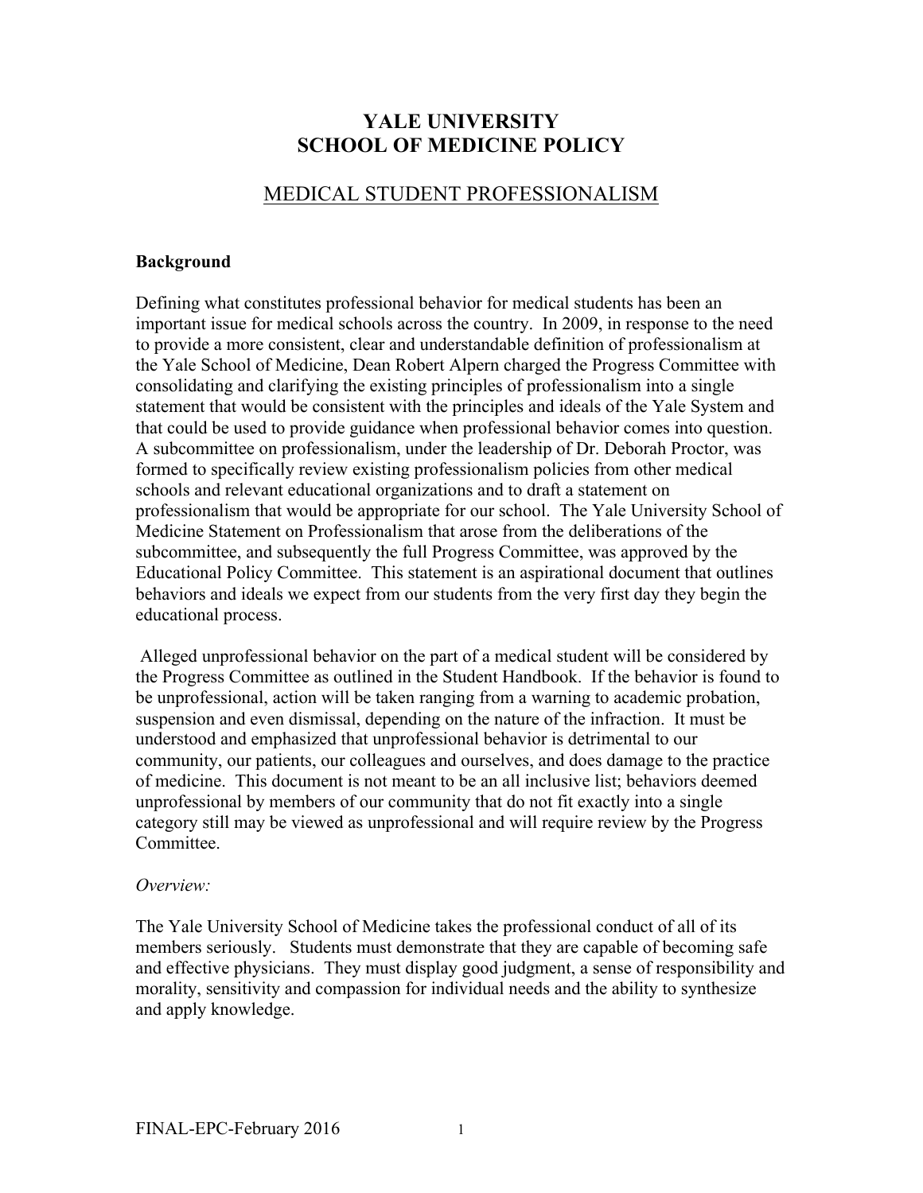# YALE UNIVERSITY
# SCHOOL OF MEDICINE POLICY

## MEDICAL STUDENT PROFESSIONALISM

**Background**

Defining what constitutes professional behavior for medical students has been an important issue for medical schools across the country. In 2009, in response to the need to provide a more consistent, clear and understandable definition of professionalism at the Yale School of Medicine, Dean Robert Alpern charged the Progress Committee with consolidating and clarifying the existing principles of professionalism into a single statement that would be consistent with the principles and ideals of the Yale System and that could be used to provide guidance when professional behavior comes into question. A subcommittee on professionalism, under the leadership of Dr. Deborah Proctor, was formed to specifically review existing professionalism policies from other medical schools and relevant educational organizations and to draft a statement on professionalism that would be appropriate for our school. The Yale University School of Medicine Statement on Professionalism that arose from the deliberations of the subcommittee, and subsequently the full Progress Committee, was approved by the Educational Policy Committee. This statement is an aspirational document that outlines behaviors and ideals we expect from our students from the very first day they begin the educational process.

Alleged unprofessional behavior on the part of a medical student will be considered by the Progress Committee as outlined in the Student Handbook. If the behavior is found to be unprofessional, action will be taken ranging from a warning to academic probation, suspension and even dismissal, depending on the nature of the infraction. It must be understood and emphasized that unprofessional behavior is detrimental to our community, our patients, our colleagues and ourselves, and does damage to the practice of medicine. This document is not meant to be an all inclusive list; behaviors deemed unprofessional by members of our community that do not fit exactly into a single category still may be viewed as unprofessional and will require review by the Progress Committee.

*Overview:*

The Yale University School of Medicine takes the professional conduct of all of its members seriously. Students must demonstrate that they are capable of becoming safe and effective physicians. They must display good judgment, a sense of responsibility and morality, sensitivity and compassion for individual needs and the ability to synthesize and apply knowledge.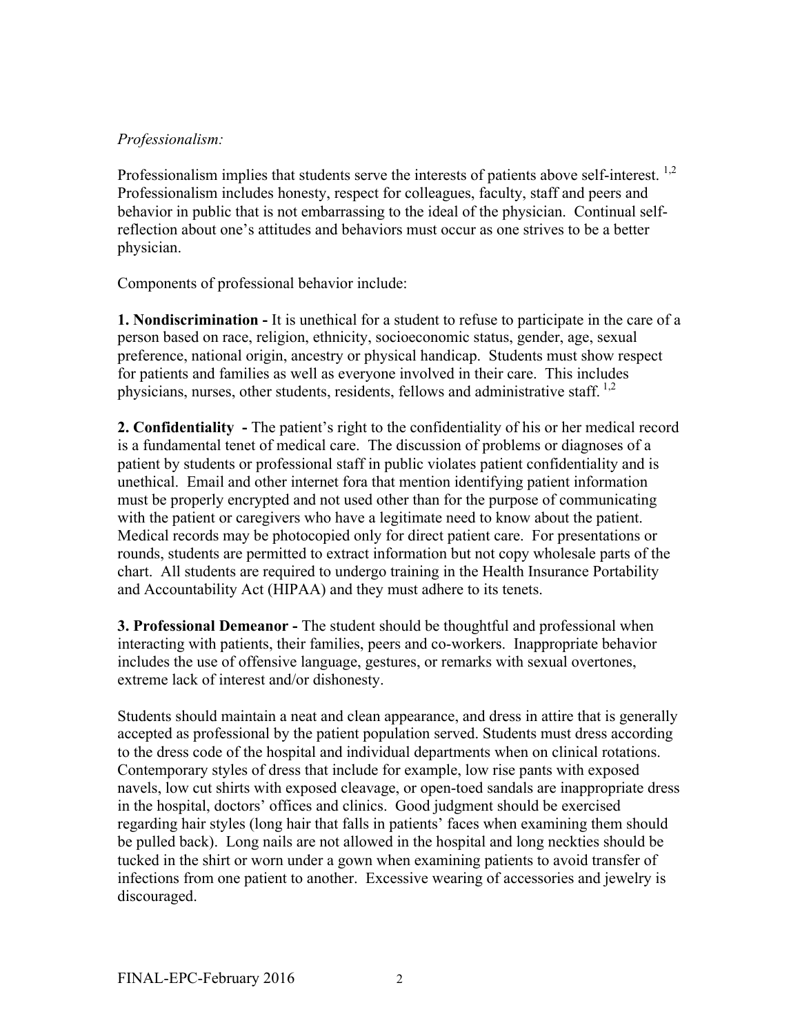*Professionalism:*

Professionalism implies that students serve the interests of patients above self-interest. [1,2] Professionalism includes honesty, respect for colleagues, faculty, staff and peers and behavior in public that is not embarrassing to the ideal of the physician. Continual self-reflection about one's attitudes and behaviors must occur as one strives to be a better physician.

Components of professional behavior include:

**1. Nondiscrimination -** It is unethical for a student to refuse to participate in the care of a person based on race, religion, ethnicity, socioeconomic status, gender, age, sexual preference, national origin, ancestry or physical handicap. Students must show respect for patients and families as well as everyone involved in their care. This includes physicians, nurses, other students, residents, fellows and administrative staff. [1,2]

**2. Confidentiality -** The patient's right to the confidentiality of his or her medical record is a fundamental tenet of medical care. The discussion of problems or diagnoses of a patient by students or professional staff in public violates patient confidentiality and is unethical. Email and other internet fora that mention identifying patient information must be properly encrypted and not used other than for the purpose of communicating with the patient or caregivers who have a legitimate need to know about the patient. Medical records may be photocopied only for direct patient care. For presentations or rounds, students are permitted to extract information but not copy wholesale parts of the chart. All students are required to undergo training in the Health Insurance Portability and Accountability Act (HIPAA) and they must adhere to its tenets.

**3. Professional Demeanor -** The student should be thoughtful and professional when interacting with patients, their families, peers and co-workers. Inappropriate behavior includes the use of offensive language, gestures, or remarks with sexual overtones, extreme lack of interest and/or dishonesty.

Students should maintain a neat and clean appearance, and dress in attire that is generally accepted as professional by the patient population served. Students must dress according to the dress code of the hospital and individual departments when on clinical rotations. Contemporary styles of dress that include for example, low rise pants with exposed navels, low cut shirts with exposed cleavage, or open-toed sandals are inappropriate dress in the hospital, doctors' offices and clinics. Good judgment should be exercised regarding hair styles (long hair that falls in patients' faces when examining them should be pulled back). Long nails are not allowed in the hospital and long neckties should be tucked in the shirt or worn under a gown when examining patients to avoid transfer of infections from one patient to another. Excessive wearing of accessories and jewelry is discouraged.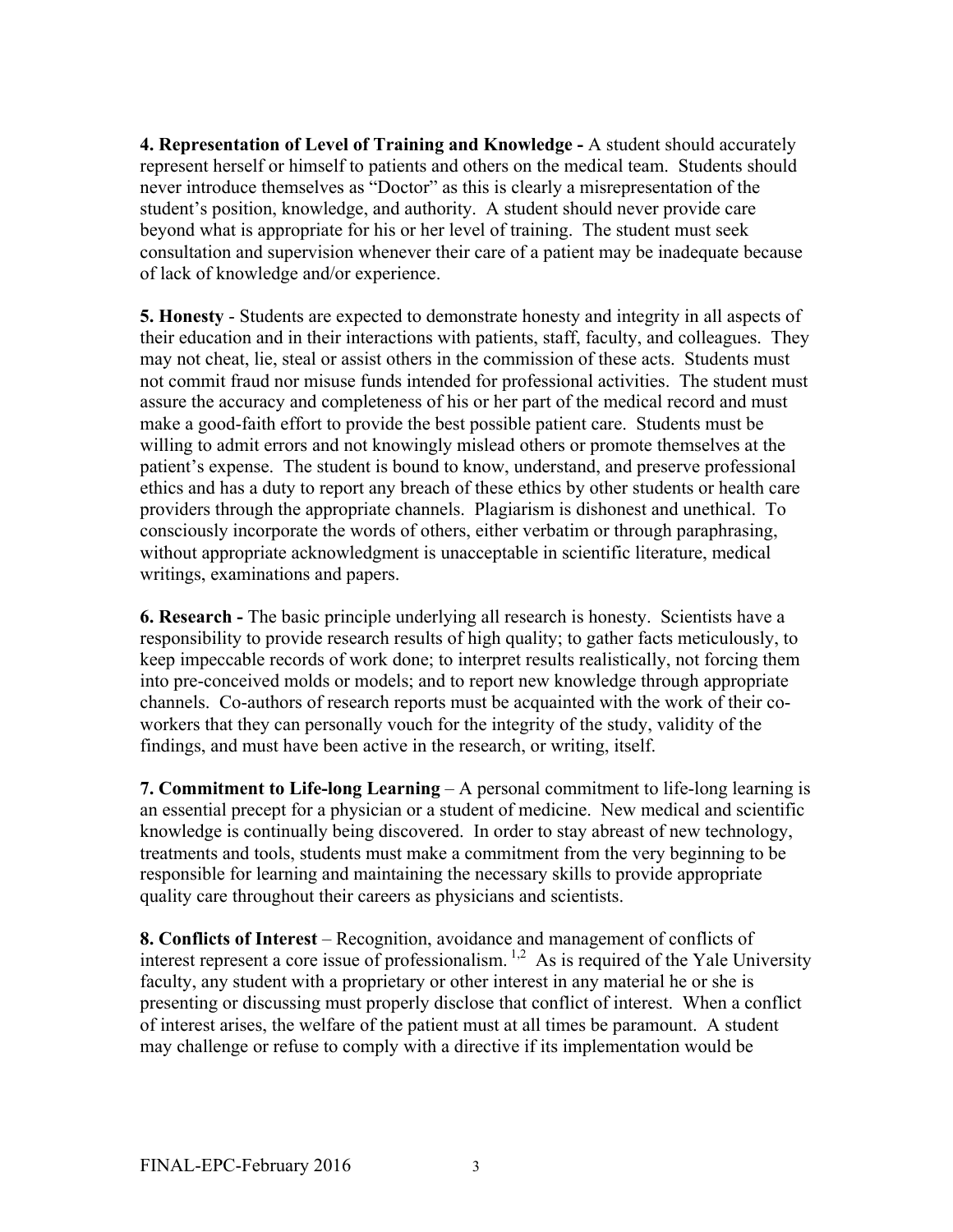**4. Representation of Level of Training and Knowledge -** A student should accurately represent herself or himself to patients and others on the medical team. Students should never introduce themselves as "Doctor" as this is clearly a misrepresentation of the student's position, knowledge, and authority. A student should never provide care beyond what is appropriate for his or her level of training. The student must seek consultation and supervision whenever their care of a patient may be inadequate because of lack of knowledge and/or experience.

**5. Honesty** - Students are expected to demonstrate honesty and integrity in all aspects of their education and in their interactions with patients, staff, faculty, and colleagues. They may not cheat, lie, steal or assist others in the commission of these acts. Students must not commit fraud nor misuse funds intended for professional activities. The student must assure the accuracy and completeness of his or her part of the medical record and must make a good-faith effort to provide the best possible patient care. Students must be willing to admit errors and not knowingly mislead others or promote themselves at the patient's expense. The student is bound to know, understand, and preserve professional ethics and has a duty to report any breach of these ethics by other students or health care providers through the appropriate channels. Plagiarism is dishonest and unethical. To consciously incorporate the words of others, either verbatim or through paraphrasing, without appropriate acknowledgment is unacceptable in scientific literature, medical writings, examinations and papers.

**6. Research -** The basic principle underlying all research is honesty. Scientists have a responsibility to provide research results of high quality; to gather facts meticulously, to keep impeccable records of work done; to interpret results realistically, not forcing them into pre-conceived molds or models; and to report new knowledge through appropriate channels. Co-authors of research reports must be acquainted with the work of their co-workers that they can personally vouch for the integrity of the study, validity of the findings, and must have been active in the research, or writing, itself.

**7. Commitment to Life-long Learning** – A personal commitment to life-long learning is an essential precept for a physician or a student of medicine. New medical and scientific knowledge is continually being discovered. In order to stay abreast of new technology, treatments and tools, students must make a commitment from the very beginning to be responsible for learning and maintaining the necessary skills to provide appropriate quality care throughout their careers as physicians and scientists.

**8. Conflicts of Interest** – Recognition, avoidance and management of conflicts of interest represent a core issue of professionalism.[1,2] As is required of the Yale University faculty, any student with a proprietary or other interest in any material he or she is presenting or discussing must properly disclose that conflict of interest. When a conflict of interest arises, the welfare of the patient must at all times be paramount. A student may challenge or refuse to comply with a directive if its implementation would be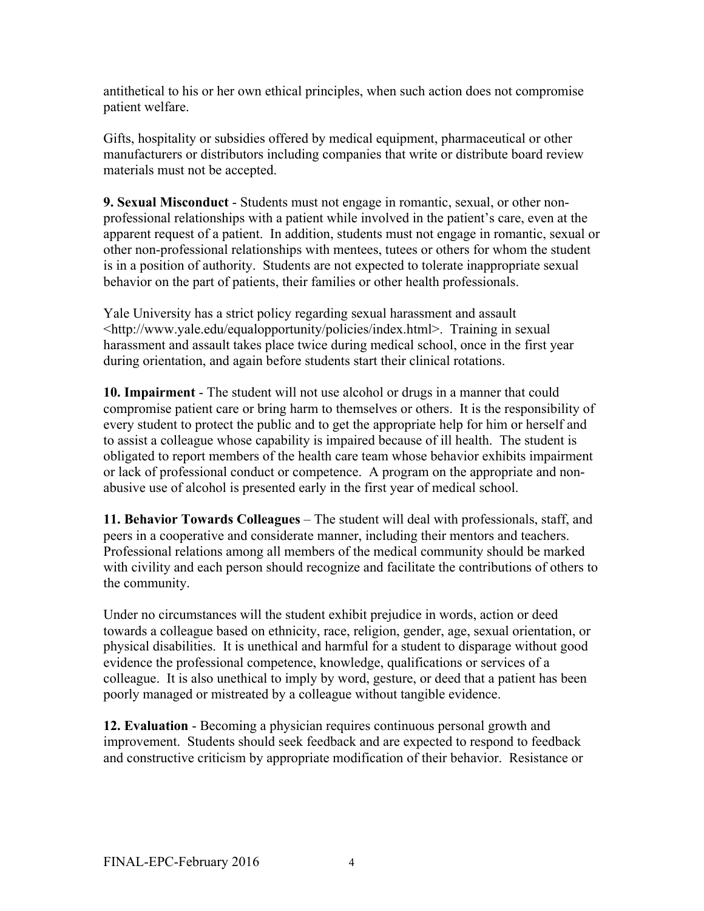antithetical to his or her own ethical principles, when such action does not compromise patient welfare.

Gifts, hospitality or subsidies offered by medical equipment, pharmaceutical or other manufacturers or distributors including companies that write or distribute board review materials must not be accepted.

**9. Sexual Misconduct** - Students must not engage in romantic, sexual, or other non-professional relationships with a patient while involved in the patient's care, even at the apparent request of a patient. In addition, students must not engage in romantic, sexual or other non-professional relationships with mentees, tutees or others for whom the student is in a position of authority. Students are not expected to tolerate inappropriate sexual behavior on the part of patients, their families or other health professionals.

Yale University has a strict policy regarding sexual harassment and assault <http://www.yale.edu/equalopportunity/policies/index.html>. Training in sexual harassment and assault takes place twice during medical school, once in the first year during orientation, and again before students start their clinical rotations.

**10. Impairment** - The student will not use alcohol or drugs in a manner that could compromise patient care or bring harm to themselves or others. It is the responsibility of every student to protect the public and to get the appropriate help for him or herself and to assist a colleague whose capability is impaired because of ill health. The student is obligated to report members of the health care team whose behavior exhibits impairment or lack of professional conduct or competence. A program on the appropriate and non-abusive use of alcohol is presented early in the first year of medical school.

**11. Behavior Towards Colleagues** – The student will deal with professionals, staff, and peers in a cooperative and considerate manner, including their mentors and teachers. Professional relations among all members of the medical community should be marked with civility and each person should recognize and facilitate the contributions of others to the community.

Under no circumstances will the student exhibit prejudice in words, action or deed towards a colleague based on ethnicity, race, religion, gender, age, sexual orientation, or physical disabilities. It is unethical and harmful for a student to disparage without good evidence the professional competence, knowledge, qualifications or services of a colleague. It is also unethical to imply by word, gesture, or deed that a patient has been poorly managed or mistreated by a colleague without tangible evidence.

**12. Evaluation** - Becoming a physician requires continuous personal growth and improvement. Students should seek feedback and are expected to respond to feedback and constructive criticism by appropriate modification of their behavior. Resistance or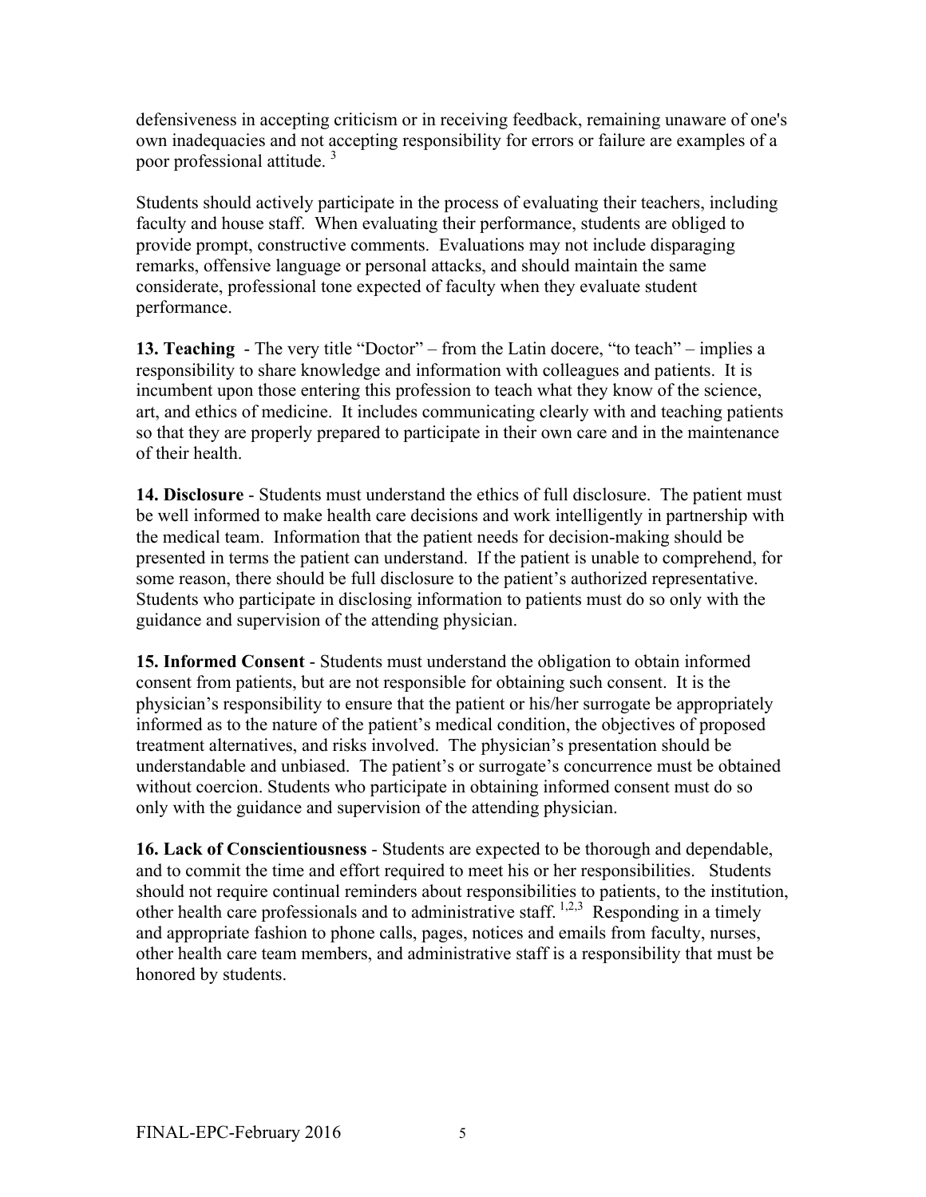defensiveness in accepting criticism or in receiving feedback, remaining unaware of one's own inadequacies and not accepting responsibility for errors or failure are examples of a poor professional attitude. [3]

Students should actively participate in the process of evaluating their teachers, including faculty and house staff. When evaluating their performance, students are obliged to provide prompt, constructive comments. Evaluations may not include disparaging remarks, offensive language or personal attacks, and should maintain the same considerate, professional tone expected of faculty when they evaluate student performance.

**13. Teaching** - The very title "Doctor" – from the Latin docere, "to teach" – implies a responsibility to share knowledge and information with colleagues and patients. It is incumbent upon those entering this profession to teach what they know of the science, art, and ethics of medicine. It includes communicating clearly with and teaching patients so that they are properly prepared to participate in their own care and in the maintenance of their health.

**14. Disclosure** - Students must understand the ethics of full disclosure. The patient must be well informed to make health care decisions and work intelligently in partnership with the medical team. Information that the patient needs for decision-making should be presented in terms the patient can understand. If the patient is unable to comprehend, for some reason, there should be full disclosure to the patient's authorized representative. Students who participate in disclosing information to patients must do so only with the guidance and supervision of the attending physician.

**15. Informed Consent** - Students must understand the obligation to obtain informed consent from patients, but are not responsible for obtaining such consent. It is the physician's responsibility to ensure that the patient or his/her surrogate be appropriately informed as to the nature of the patient's medical condition, the objectives of proposed treatment alternatives, and risks involved. The physician's presentation should be understandable and unbiased. The patient's or surrogate's concurrence must be obtained without coercion. Students who participate in obtaining informed consent must do so only with the guidance and supervision of the attending physician.

**16. Lack of Conscientiousness** - Students are expected to be thorough and dependable, and to commit the time and effort required to meet his or her responsibilities. Students should not require continual reminders about responsibilities to patients, to the institution, other health care professionals and to administrative staff. [1,2,3] Responding in a timely and appropriate fashion to phone calls, pages, notices and emails from faculty, nurses, other health care team members, and administrative staff is a responsibility that must be honored by students.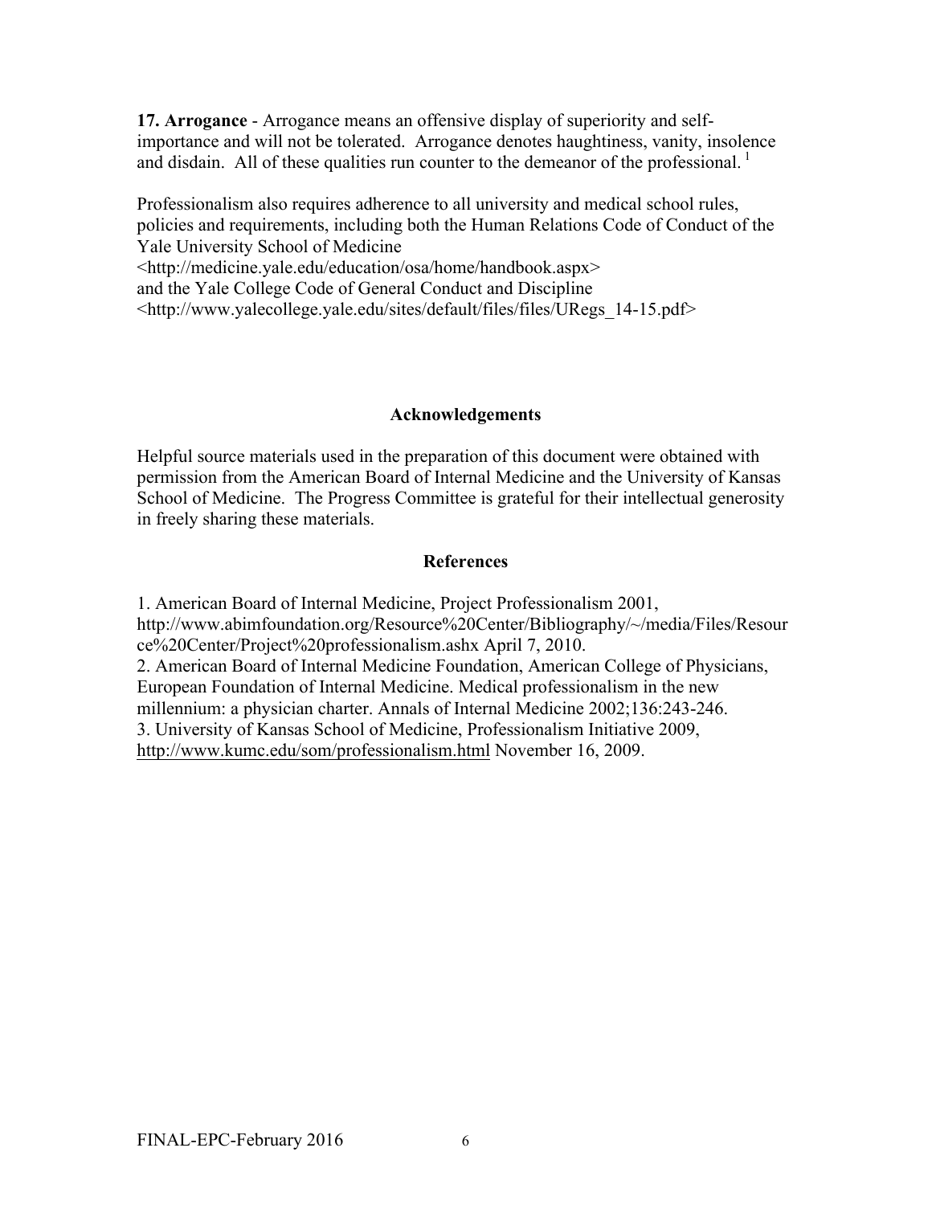**17. Arrogance** - Arrogance means an offensive display of superiority and self-importance and will not be tolerated. Arrogance denotes haughtiness, vanity, insolence and disdain. All of these qualities run counter to the demeanor of the professional. [1]

Professionalism also requires adherence to all university and medical school rules, policies and requirements, including both the Human Relations Code of Conduct of the Yale University School of Medicine
<http://medicine.yale.edu/education/osa/home/handbook.aspx>
and the Yale College Code of General Conduct and Discipline
<http://www.yalecollege.yale.edu/sites/default/files/files/URegs_14-15.pdf>

## Acknowledgements

Helpful source materials used in the preparation of this document were obtained with permission from the American Board of Internal Medicine and the University of Kansas School of Medicine. The Progress Committee is grateful for their intellectual generosity in freely sharing these materials.

## References

1. American Board of Internal Medicine, Project Professionalism 2001, http://www.abimfoundation.org/Resource%20Center/Bibliography/~/media/Files/Resource%20Center/Project%20professionalism.ashx April 7, 2010.
2. American Board of Internal Medicine Foundation, American College of Physicians, European Foundation of Internal Medicine. Medical professionalism in the new millennium: a physician charter. Annals of Internal Medicine 2002;136:243-246.
3. University of Kansas School of Medicine, Professionalism Initiative 2009, http://www.kumc.edu/som/professionalism.html November 16, 2009.

FINAL-EPC-February 2016